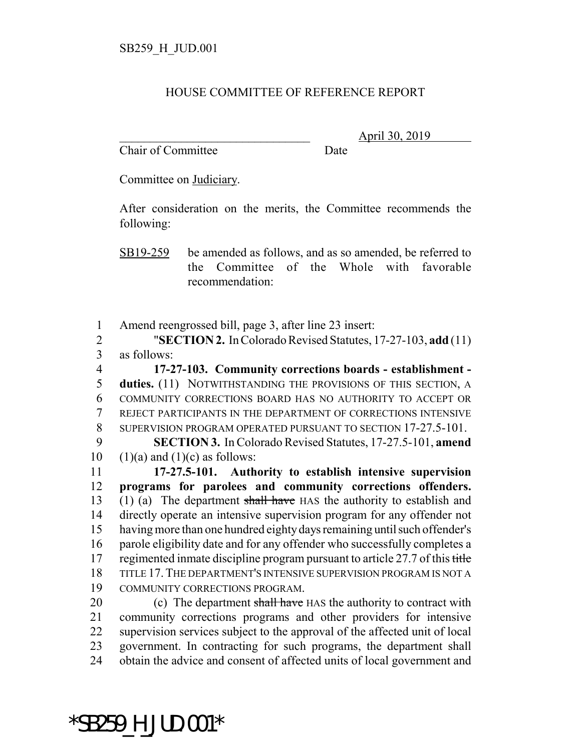SB259_H_JUD.001

HOUSE COMMITTEE OF REFERENCE REPORT

_______________________________ April 30, 2019
Chair of Committee Date

Committee on Judiciary.

After consideration on the merits, the Committee recommends the following:

SB19-259 be amended as follows, and as so amended, be referred to the Committee of the Whole with favorable recommendation:

1 Amend reengrossed bill, page 3, after line 23 insert:
2 "**SECTION 2.** In Colorado Revised Statutes, 17-27-103, **add** (11)
3 as follows:
4 **17-27-103. Community corrections boards - establishment -**
5 **duties.** (11) NOTWITHSTANDING THE PROVISIONS OF THIS SECTION, A
6 COMMUNITY CORRECTIONS BOARD HAS NO AUTHORITY TO ACCEPT OR
7 REJECT PARTICIPANTS IN THE DEPARTMENT OF CORRECTIONS INTENSIVE
8 SUPERVISION PROGRAM OPERATED PURSUANT TO SECTION 17-27.5-101.
9 **SECTION 3.** In Colorado Revised Statutes, 17-27.5-101, **amend**
10 (1)(a) and (1)(c) as follows:
11 **17-27.5-101. Authority to establish intensive supervision**
12 **programs for parolees and community corrections offenders.**
13 (1) (a) The department ~~shall have~~ HAS the authority to establish and
14 directly operate an intensive supervision program for any offender not
15 having more than one hundred eighty days remaining until such offender's
16 parole eligibility date and for any offender who successfully completes a
17 regimented inmate discipline program pursuant to article 27.7 of this ~~title~~
18 TITLE 17. THE DEPARTMENT'S INTENSIVE SUPERVISION PROGRAM IS NOT A
19 COMMUNITY CORRECTIONS PROGRAM.
20 (c) The department ~~shall have~~ HAS the authority to contract with
21 community corrections programs and other providers for intensive
22 supervision services subject to the approval of the affected unit of local
23 government. In contracting for such programs, the department shall
24 obtain the advice and consent of affected units of local government and

*SB259_H_JUD.001*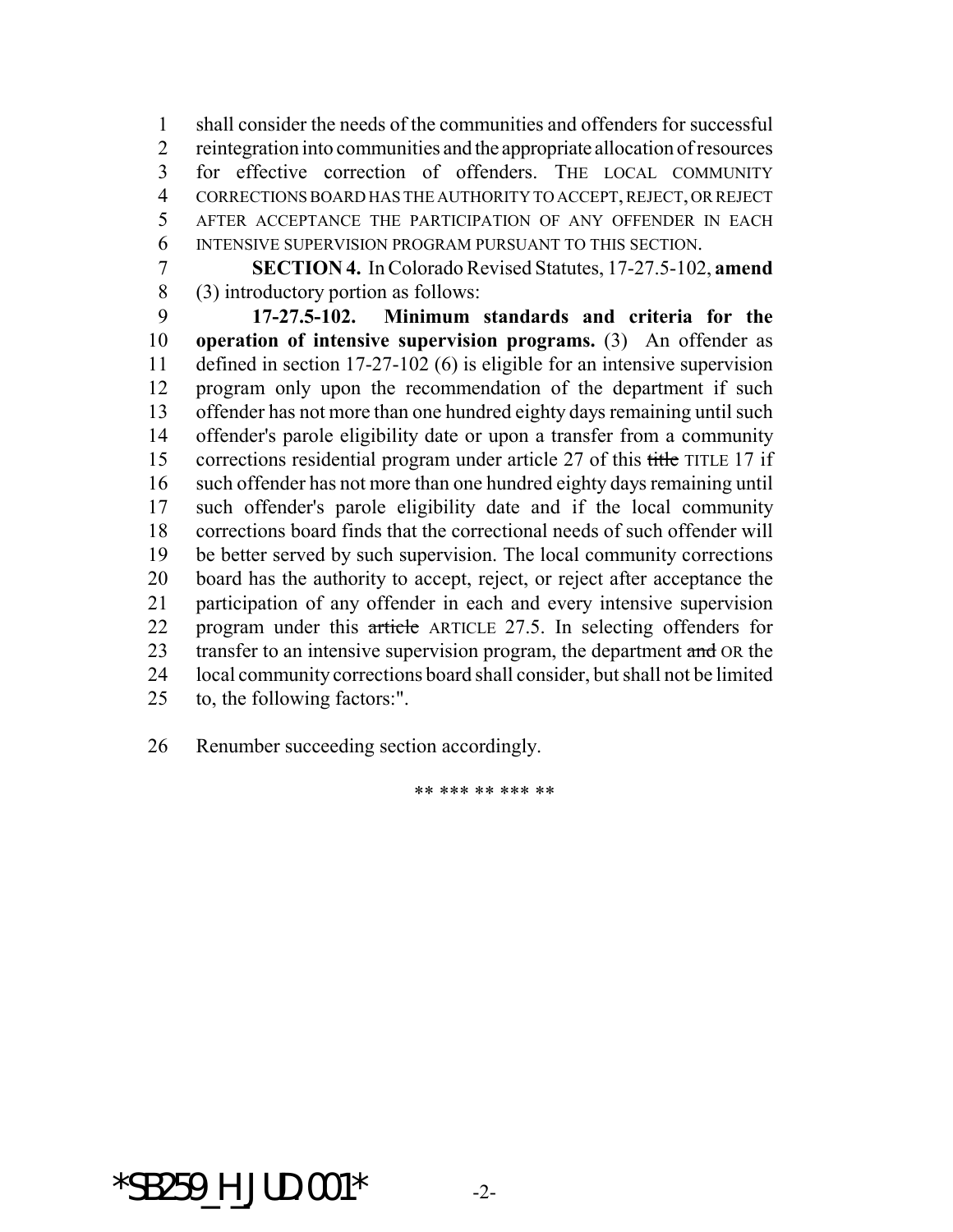shall consider the needs of the communities and offenders for successful reintegration into communities and the appropriate allocation of resources for effective correction of offenders. THE LOCAL COMMUNITY CORRECTIONS BOARD HAS THE AUTHORITY TO ACCEPT, REJECT, OR REJECT AFTER ACCEPTANCE THE PARTICIPATION OF ANY OFFENDER IN EACH INTENSIVE SUPERVISION PROGRAM PURSUANT TO THIS SECTION.

**SECTION 4.** In Colorado Revised Statutes, 17-27.5-102, **amend** (3) introductory portion as follows:

**17-27.5-102. Minimum standards and criteria for the operation of intensive supervision programs.** (3) An offender as defined in section 17-27-102 (6) is eligible for an intensive supervision program only upon the recommendation of the department if such offender has not more than one hundred eighty days remaining until such offender's parole eligibility date or upon a transfer from a community corrections residential program under article 27 of this ~~title~~ TITLE 17 if such offender has not more than one hundred eighty days remaining until such offender's parole eligibility date and if the local community corrections board finds that the correctional needs of such offender will be better served by such supervision. The local community corrections board has the authority to accept, reject, or reject after acceptance the participation of any offender in each and every intensive supervision program under this ~~article~~ ARTICLE 27.5. In selecting offenders for transfer to an intensive supervision program, the department ~~and~~ OR the local community corrections board shall consider, but shall not be limited to, the following factors:".

Renumber succeeding section accordingly.

** *** ** *** **

*SB259_H_JUD.001*